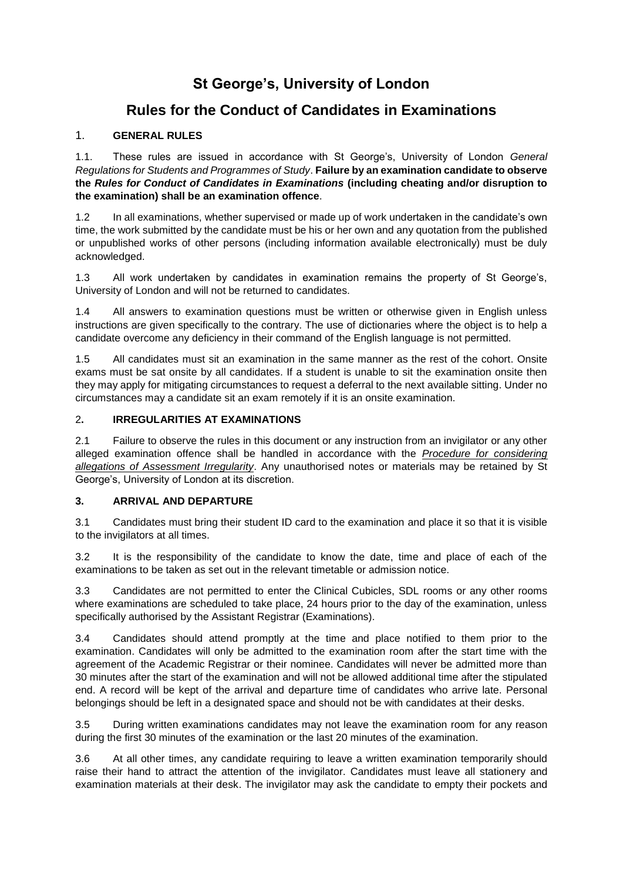# St George's, University of London

# Rules for the Conduct of Candidates in Examinations

## 1. GENERAL RULES

1.1. These rules are issued in accordance with St George's, University of London *General Regulations for Students and Programmes of Study*. **Failure by an examination candidate to observe the *Rules for Conduct of Candidates in Examinations* (including cheating and/or disruption to the examination) shall be an examination offence**.

1.2 In all examinations, whether supervised or made up of work undertaken in the candidate's own time, the work submitted by the candidate must be his or her own and any quotation from the published or unpublished works of other persons (including information available electronically) must be duly acknowledged.

1.3 All work undertaken by candidates in examination remains the property of St George's, University of London and will not be returned to candidates.

1.4 All answers to examination questions must be written or otherwise given in English unless instructions are given specifically to the contrary. The use of dictionaries where the object is to help a candidate overcome any deficiency in their command of the English language is not permitted.

1.5 All candidates must sit an examination in the same manner as the rest of the cohort. Onsite exams must be sat onsite by all candidates. If a student is unable to sit the examination onsite then they may apply for mitigating circumstances to request a deferral to the next available sitting. Under no circumstances may a candidate sit an exam remotely if it is an onsite examination.

## 2. IRREGULARITIES AT EXAMINATIONS

2.1 Failure to observe the rules in this document or any instruction from an invigilator or any other alleged examination offence shall be handled in accordance with the *Procedure for considering allegations of Assessment Irregularity*. Any unauthorised notes or materials may be retained by St George's, University of London at its discretion.

## 3. ARRIVAL AND DEPARTURE

3.1 Candidates must bring their student ID card to the examination and place it so that it is visible to the invigilators at all times.

3.2 It is the responsibility of the candidate to know the date, time and place of each of the examinations to be taken as set out in the relevant timetable or admission notice.

3.3 Candidates are not permitted to enter the Clinical Cubicles, SDL rooms or any other rooms where examinations are scheduled to take place, 24 hours prior to the day of the examination, unless specifically authorised by the Assistant Registrar (Examinations).

3.4 Candidates should attend promptly at the time and place notified to them prior to the examination. Candidates will only be admitted to the examination room after the start time with the agreement of the Academic Registrar or their nominee. Candidates will never be admitted more than 30 minutes after the start of the examination and will not be allowed additional time after the stipulated end. A record will be kept of the arrival and departure time of candidates who arrive late. Personal belongings should be left in a designated space and should not be with candidates at their desks.

3.5 During written examinations candidates may not leave the examination room for any reason during the first 30 minutes of the examination or the last 20 minutes of the examination.

3.6 At all other times, any candidate requiring to leave a written examination temporarily should raise their hand to attract the attention of the invigilator. Candidates must leave all stationery and examination materials at their desk. The invigilator may ask the candidate to empty their pockets and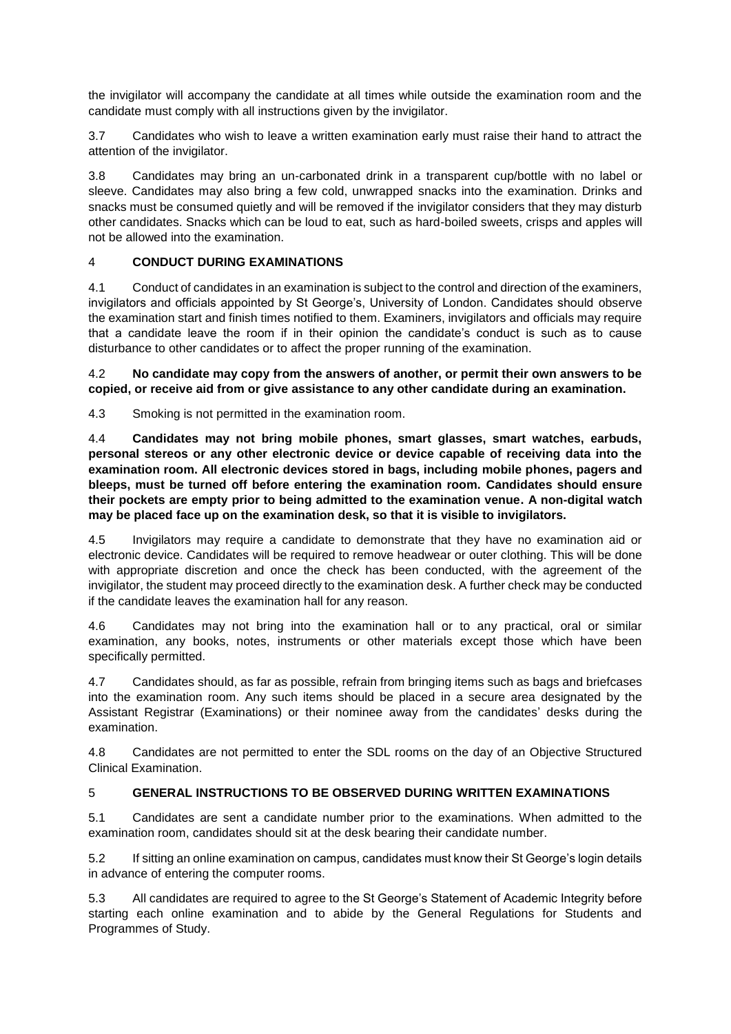the invigilator will accompany the candidate at all times while outside the examination room and the candidate must comply with all instructions given by the invigilator.

3.7 Candidates who wish to leave a written examination early must raise their hand to attract the attention of the invigilator.

3.8 Candidates may bring an un-carbonated drink in a transparent cup/bottle with no label or sleeve. Candidates may also bring a few cold, unwrapped snacks into the examination. Drinks and snacks must be consumed quietly and will be removed if the invigilator considers that they may disturb other candidates. Snacks which can be loud to eat, such as hard-boiled sweets, crisps and apples will not be allowed into the examination.

## 4 CONDUCT DURING EXAMINATIONS

4.1 Conduct of candidates in an examination is subject to the control and direction of the examiners, invigilators and officials appointed by St George's, University of London. Candidates should observe the examination start and finish times notified to them. Examiners, invigilators and officials may require that a candidate leave the room if in their opinion the candidate's conduct is such as to cause disturbance to other candidates or to affect the proper running of the examination.

4.2 **No candidate may copy from the answers of another, or permit their own answers to be copied, or receive aid from or give assistance to any other candidate during an examination.**

4.3 Smoking is not permitted in the examination room.

4.4 **Candidates may not bring mobile phones, smart glasses, smart watches, earbuds, personal stereos or any other electronic device or device capable of receiving data into the examination room. All electronic devices stored in bags, including mobile phones, pagers and bleeps, must be turned off before entering the examination room. Candidates should ensure their pockets are empty prior to being admitted to the examination venue. A non-digital watch may be placed face up on the examination desk, so that it is visible to invigilators.**

4.5 Invigilators may require a candidate to demonstrate that they have no examination aid or electronic device. Candidates will be required to remove headwear or outer clothing. This will be done with appropriate discretion and once the check has been conducted, with the agreement of the invigilator, the student may proceed directly to the examination desk. A further check may be conducted if the candidate leaves the examination hall for any reason.

4.6 Candidates may not bring into the examination hall or to any practical, oral or similar examination, any books, notes, instruments or other materials except those which have been specifically permitted.

4.7 Candidates should, as far as possible, refrain from bringing items such as bags and briefcases into the examination room. Any such items should be placed in a secure area designated by the Assistant Registrar (Examinations) or their nominee away from the candidates' desks during the examination.

4.8 Candidates are not permitted to enter the SDL rooms on the day of an Objective Structured Clinical Examination.

## 5 GENERAL INSTRUCTIONS TO BE OBSERVED DURING WRITTEN EXAMINATIONS

5.1 Candidates are sent a candidate number prior to the examinations. When admitted to the examination room, candidates should sit at the desk bearing their candidate number.

5.2 If sitting an online examination on campus, candidates must know their St George's login details in advance of entering the computer rooms.

5.3 All candidates are required to agree to the St George's Statement of Academic Integrity before starting each online examination and to abide by the General Regulations for Students and Programmes of Study.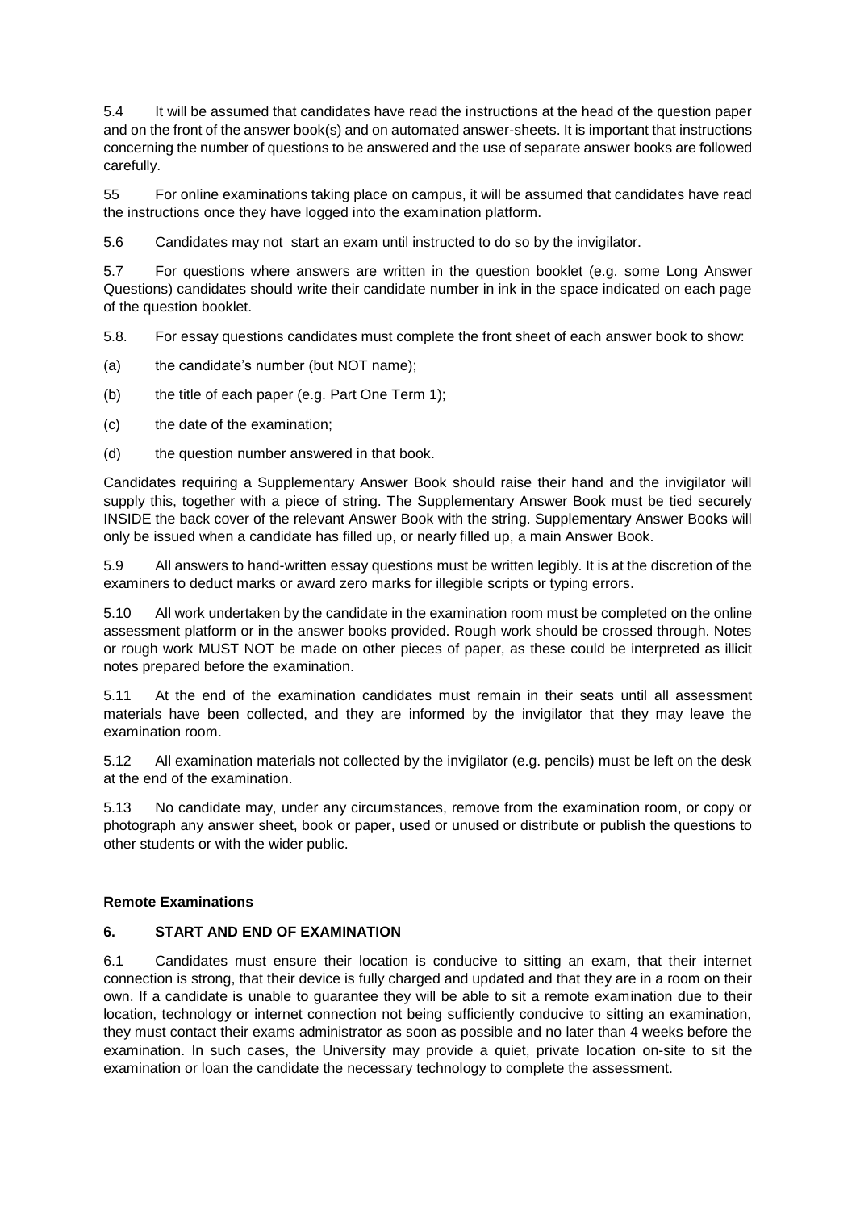5.4 It will be assumed that candidates have read the instructions at the head of the question paper and on the front of the answer book(s) and on automated answer-sheets. It is important that instructions concerning the number of questions to be answered and the use of separate answer books are followed carefully.

55 For online examinations taking place on campus, it will be assumed that candidates have read the instructions once they have logged into the examination platform.

5.6 Candidates may not start an exam until instructed to do so by the invigilator.

5.7 For questions where answers are written in the question booklet (e.g. some Long Answer Questions) candidates should write their candidate number in ink in the space indicated on each page of the question booklet.

5.8. For essay questions candidates must complete the front sheet of each answer book to show:

(a) the candidate's number (but NOT name);

(b) the title of each paper (e.g. Part One Term 1);

(c) the date of the examination;

(d) the question number answered in that book.

Candidates requiring a Supplementary Answer Book should raise their hand and the invigilator will supply this, together with a piece of string. The Supplementary Answer Book must be tied securely INSIDE the back cover of the relevant Answer Book with the string. Supplementary Answer Books will only be issued when a candidate has filled up, or nearly filled up, a main Answer Book.

5.9 All answers to hand-written essay questions must be written legibly. It is at the discretion of the examiners to deduct marks or award zero marks for illegible scripts or typing errors.

5.10 All work undertaken by the candidate in the examination room must be completed on the online assessment platform or in the answer books provided. Rough work should be crossed through. Notes or rough work MUST NOT be made on other pieces of paper, as these could be interpreted as illicit notes prepared before the examination.

5.11 At the end of the examination candidates must remain in their seats until all assessment materials have been collected, and they are informed by the invigilator that they may leave the examination room.

5.12 All examination materials not collected by the invigilator (e.g. pencils) must be left on the desk at the end of the examination.

5.13 No candidate may, under any circumstances, remove from the examination room, or copy or photograph any answer sheet, book or paper, used or unused or distribute or publish the questions to other students or with the wider public.

**Remote Examinations**

**6. START AND END OF EXAMINATION**

6.1 Candidates must ensure their location is conducive to sitting an exam, that their internet connection is strong, that their device is fully charged and updated and that they are in a room on their own. If a candidate is unable to guarantee they will be able to sit a remote examination due to their location, technology or internet connection not being sufficiently conducive to sitting an examination, they must contact their exams administrator as soon as possible and no later than 4 weeks before the examination. In such cases, the University may provide a quiet, private location on-site to sit the examination or loan the candidate the necessary technology to complete the assessment.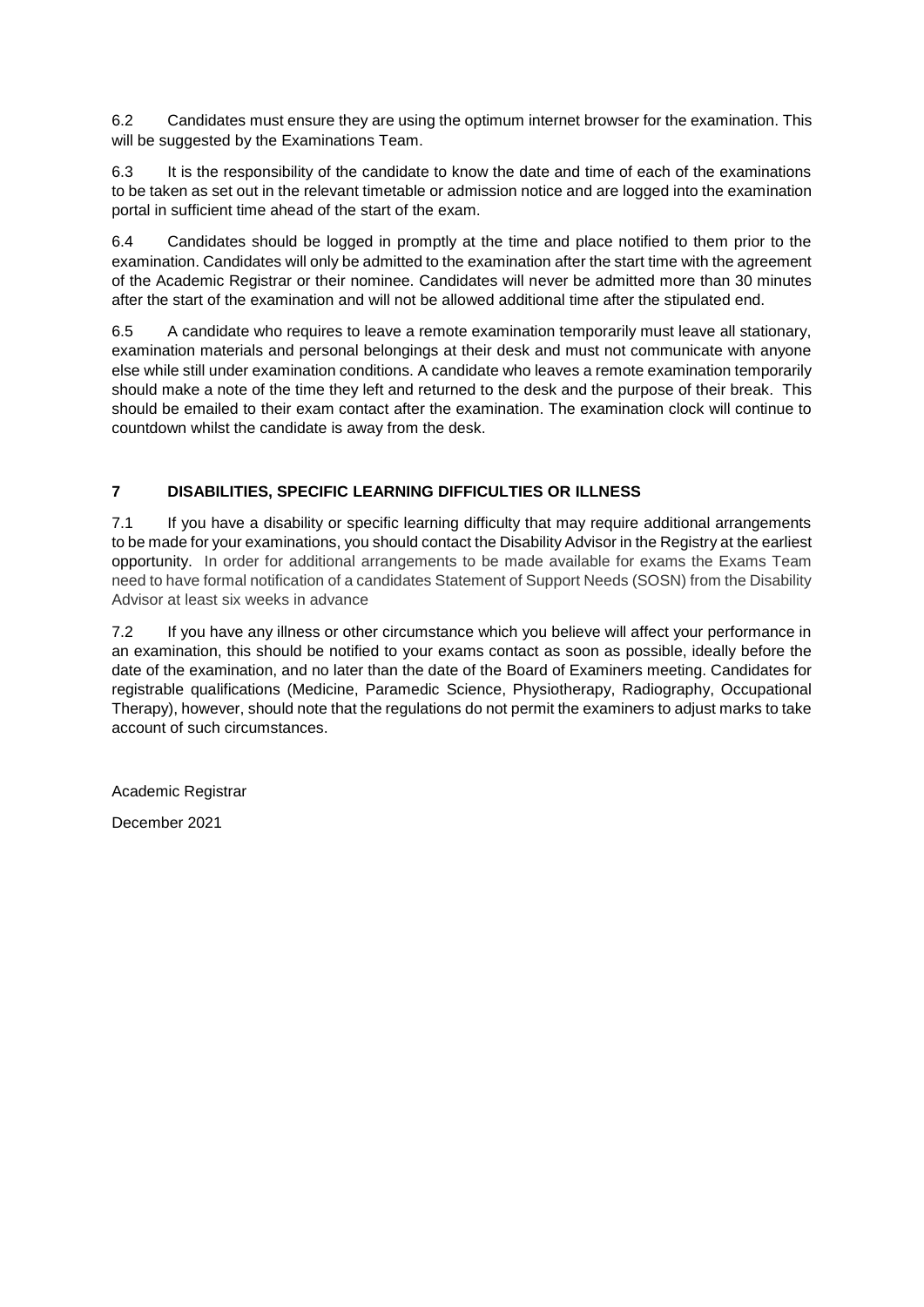6.2 Candidates must ensure they are using the optimum internet browser for the examination. This will be suggested by the Examinations Team.

6.3 It is the responsibility of the candidate to know the date and time of each of the examinations to be taken as set out in the relevant timetable or admission notice and are logged into the examination portal in sufficient time ahead of the start of the exam.

6.4 Candidates should be logged in promptly at the time and place notified to them prior to the examination. Candidates will only be admitted to the examination after the start time with the agreement of the Academic Registrar or their nominee. Candidates will never be admitted more than 30 minutes after the start of the examination and will not be allowed additional time after the stipulated end.

6.5 A candidate who requires to leave a remote examination temporarily must leave all stationary, examination materials and personal belongings at their desk and must not communicate with anyone else while still under examination conditions. A candidate who leaves a remote examination temporarily should make a note of the time they left and returned to the desk and the purpose of their break. This should be emailed to their exam contact after the examination. The examination clock will continue to countdown whilst the candidate is away from the desk.

## 7 DISABILITIES, SPECIFIC LEARNING DIFFICULTIES OR ILLNESS

7.1 If you have a disability or specific learning difficulty that may require additional arrangements to be made for your examinations, you should contact the Disability Advisor in the Registry at the earliest opportunity. In order for additional arrangements to be made available for exams the Exams Team need to have formal notification of a candidates Statement of Support Needs (SOSN) from the Disability Advisor at least six weeks in advance

7.2 If you have any illness or other circumstance which you believe will affect your performance in an examination, this should be notified to your exams contact as soon as possible, ideally before the date of the examination, and no later than the date of the Board of Examiners meeting. Candidates for registrable qualifications (Medicine, Paramedic Science, Physiotherapy, Radiography, Occupational Therapy), however, should note that the regulations do not permit the examiners to adjust marks to take account of such circumstances.

Academic Registrar

December 2021